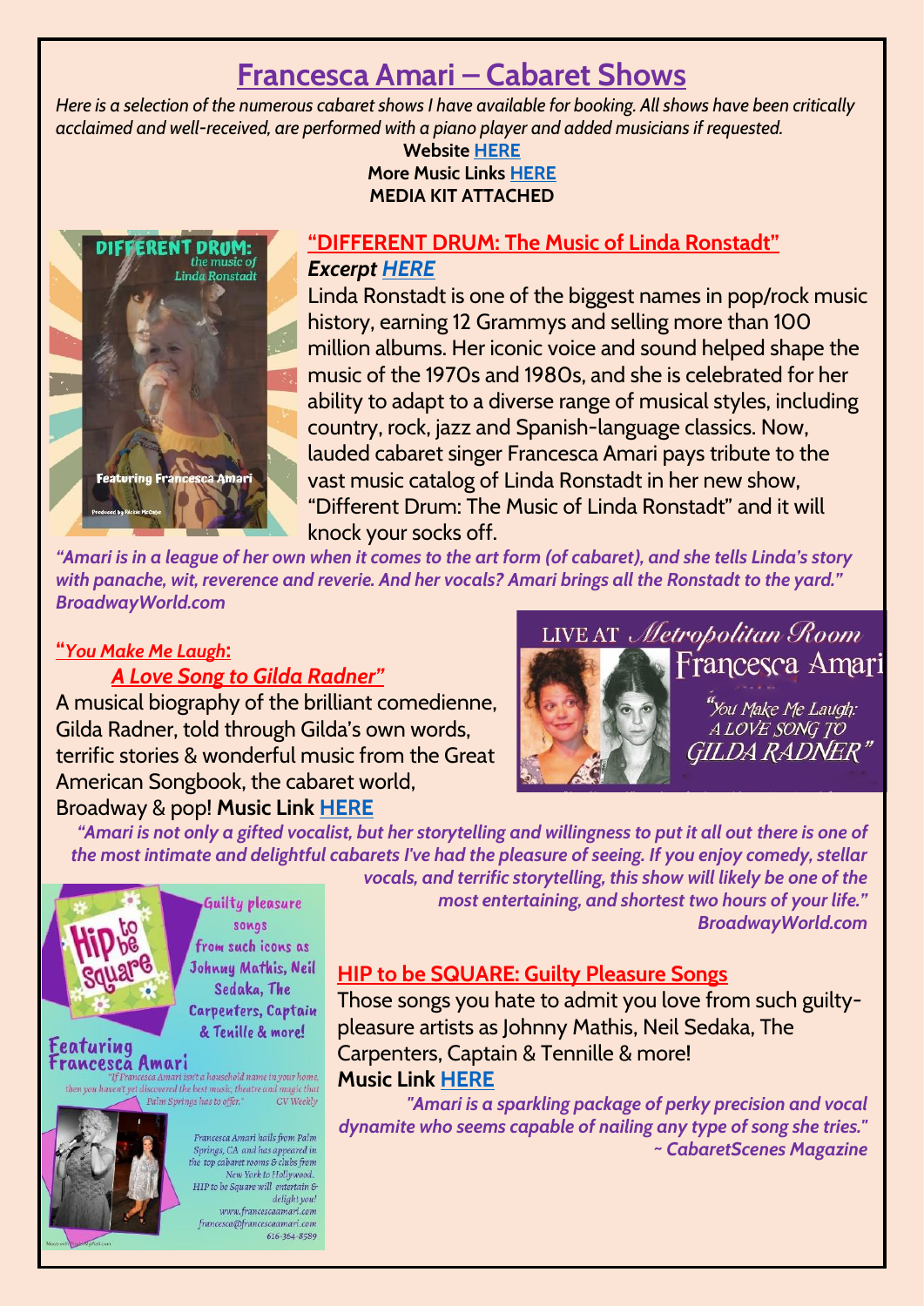# Francesca Amari – Cabaret Shows

*Here is a selection of the numerous cabaret shows I have available for booking. All shows have been critically acclaimed and well-received, are performed with a piano player and added musicians if requested.*

**Website HERE**
**More Music Links HERE**
**MEDIA KIT ATTACHED**

## "DIFFERENT DRUM: The Music of Linda Ronstadt"

***Excerpt HERE***

Linda Ronstadt is one of the biggest names in pop/rock music history, earning 12 Grammys and selling more than 100 million albums. Her iconic voice and sound helped shape the music of the 1970s and 1980s, and she is celebrated for her ability to adapt to a diverse range of musical styles, including country, rock, jazz and Spanish-language classics. Now, lauded cabaret singer Francesca Amari pays tribute to the vast music catalog of Linda Ronstadt in her new show, "Different Drum: The Music of Linda Ronstadt" and it will knock your socks off.

***"Amari is in a league of her own when it comes to the art form (of cabaret), and she tells Linda's story with panache, wit, reverence and reverie. And her vocals? Amari brings all the Ronstadt to the yard." BroadwayWorld.com***

## "*You Make Me Laugh*: *A Love Song to Gilda Radner*"

A musical biography of the brilliant comedienne, Gilda Radner, told through Gilda's own words, terrific stories & wonderful music from the Great American Songbook, the cabaret world, Broadway & pop! **Music Link HERE**

***"Amari is not only a gifted vocalist, but her storytelling and willingness to put it all out there is one of the most intimate and delightful cabarets I've had the pleasure of seeing. If you enjoy comedy, stellar vocals, and terrific storytelling, this show will likely be one of the most entertaining, and shortest two hours of your life." BroadwayWorld.com***

## HIP to be SQUARE: Guilty Pleasure Songs

Those songs you hate to admit you love from such guilty-pleasure artists as Johnny Mathis, Neil Sedaka, The Carpenters, Captain & Tennille & more!
**Music Link HERE**

***"Amari is a sparkling package of perky precision and vocal dynamite who seems capable of nailing any type of song she tries." ~ CabaretScenes Magazine***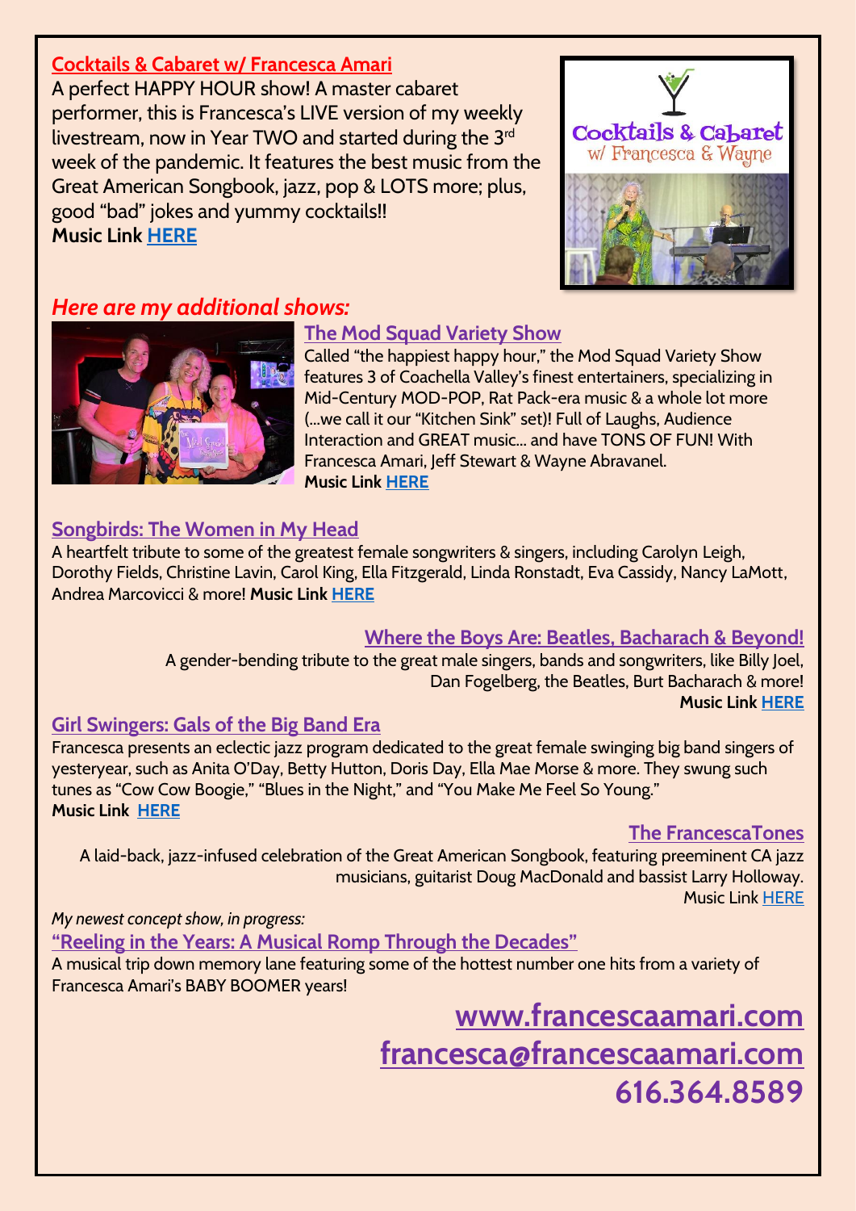## Cocktails & Cabaret w/ Francesca Amari

A perfect HAPPY HOUR show! A master cabaret performer, this is Francesca's LIVE version of my weekly livestream, now in Year TWO and started during the 3rd week of the pandemic. It features the best music from the Great American Songbook, jazz, pop & LOTS more; plus, good "bad" jokes and yummy cocktails!!

**Music Link HERE**

## *Here are my additional shows:*

### The Mod Squad Variety Show

Called "the happiest happy hour," the Mod Squad Variety Show features 3 of Coachella Valley's finest entertainers, specializing in Mid-Century MOD-POP, Rat Pack-era music & a whole lot more (...we call it our "Kitchen Sink" set)! Full of Laughs, Audience Interaction and GREAT music... and have TONS OF FUN! With Francesca Amari, Jeff Stewart & Wayne Abravanel.

**Music Link HERE**

### Songbirds: The Women in My Head

A heartfelt tribute to some of the greatest female songwriters & singers, including Carolyn Leigh, Dorothy Fields, Christine Lavin, Carol King, Ella Fitzgerald, Linda Ronstadt, Eva Cassidy, Nancy LaMott, Andrea Marcovicci & more! **Music Link HERE**

### Where the Boys Are: Beatles, Bacharach & Beyond!

A gender-bending tribute to the great male singers, bands and songwriters, like Billy Joel, Dan Fogelberg, the Beatles, Burt Bacharach & more!

**Music Link HERE**

### Girl Swingers: Gals of the Big Band Era

Francesca presents an eclectic jazz program dedicated to the great female swinging big band singers of yesteryear, such as Anita O'Day, Betty Hutton, Doris Day, Ella Mae Morse & more. They swung such tunes as "Cow Cow Boogie," "Blues in the Night," and "You Make Me Feel So Young."

**Music Link HERE**

### The FrancescaTones

A laid-back, jazz-infused celebration of the Great American Songbook, featuring preeminent CA jazz musicians, guitarist Doug MacDonald and bassist Larry Holloway.

Music Link HERE

*My newest concept show, in progress:*

### "Reeling in the Years: A Musical Romp Through the Decades"

A musical trip down memory lane featuring some of the hottest number one hits from a variety of Francesca Amari's BABY BOOMER years!

**www.francescaamari.com**

**francesca@francescaamari.com**

**616.364.8589**